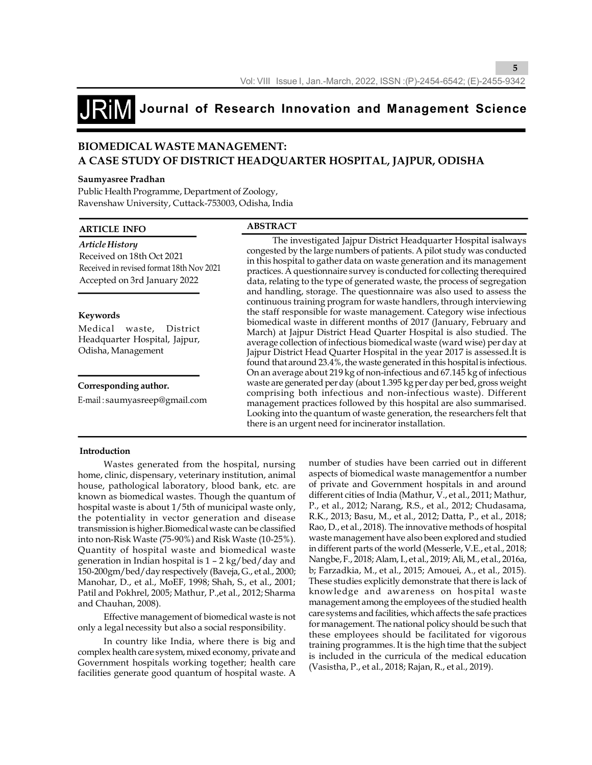# BIOMEDICAL WASTE MANAGEMENT: A CASE STUDY OF DISTRICT HEADQUARTER HOSPITAL, JAJPUR, ODISHA

**Saumyasree Pradhan**

Public Health Programme, Department of Zoology,
Ravenshaw University, Cuttack-753003, Odisha, India

## ARTICLE INFO

*Article History*
Received on 18th Oct 2021
Received in revised format 18th Nov 2021
Accepted on 3rd January 2022

**Keywords**
Medical waste, District Headquarter Hospital, Jajpur, Odisha, Management

**Corresponding author.**
E-mail : saumyasreep@gmail.com

## ABSTRACT

The investigated Jajpur District Headquarter Hospital isalways congested by the large numbers of patients. A pilot study was conducted in this hospital to gather data on waste generation and its management practices. A questionnaire survey is conducted for collecting therequired data, relating to the type of generated waste, the process of segregation and handling, storage. The questionnaire was also used to assess the continuous training program for waste handlers, through interviewing the staff responsible for waste management. Category wise infectious biomedical waste in different months of 2017 (January, February and March) at Jajpur District Head Quarter Hospital is also studied. The average collection of infectious biomedical waste (ward wise) per day at Jajpur District Head Quarter Hospital in the year 2017 is assessed.It is found that around 23.4%, the waste generated in this hospital is infectious. On an average about 219 kg of non-infectious and 67.145 kg of infectious waste are generated per day (about 1.395 kg per day per bed, gross weight comprising both infectious and non-infectious waste). Different management practices followed by this hospital are also summarised. Looking into the quantum of waste generation, the researchers felt that there is an urgent need for incinerator installation.

## Introduction

Wastes generated from the hospital, nursing home, clinic, dispensary, veterinary institution, animal house, pathological laboratory, blood bank, etc. are known as biomedical wastes. Though the quantum of hospital waste is about 1/5th of municipal waste only, the potentiality in vector generation and disease transmission is higher.Biomedical waste can be classified into non-Risk Waste (75-90%) and Risk Waste (10-25%). Quantity of hospital waste and biomedical waste generation in Indian hospital is 1 – 2 kg/bed/day and 150-200gm/bed/day respectively (Baveja, G., et al., 2000; Manohar, D., et al., MoEF, 1998; Shah, S., et al., 2001; Patil and Pokhrel, 2005; Mathur, P.,et al., 2012; Sharma and Chauhan, 2008).

Effective management of biomedical waste is not only a legal necessity but also a social responsibility.

In country like India, where there is big and complex health care system, mixed economy, private and Government hospitals working together; health care facilities generate good quantum of hospital waste. A number of studies have been carried out in different aspects of biomedical waste managementfor a number of private and Government hospitals in and around different cities of India (Mathur, V., et al., 2011; Mathur, P., et al., 2012; Narang, R.S., et al., 2012; Chudasama, R.K., 2013; Basu, M., et al., 2012; Datta, P., et al., 2018; Rao, D., et al., 2018). The innovative methods of hospital waste management have also been explored and studied in different parts of the world (Messerle, V.E., et al., 2018; Nangbe, F., 2018; Alam, I., et al., 2019; Ali, M., et al., 2016a, b; Farzadkia, M., et al., 2015; Amouei, A., et al., 2015). These studies explicitly demonstrate that there is lack of knowledge and awareness on hospital waste management among the employees of the studied health care systems and facilities, which affects the safe practices for management. The national policy should be such that these employees should be facilitated for vigorous training programmes. It is the high time that the subject is included in the curricula of the medical education (Vasistha, P., et al., 2018; Rajan, R., et al., 2019).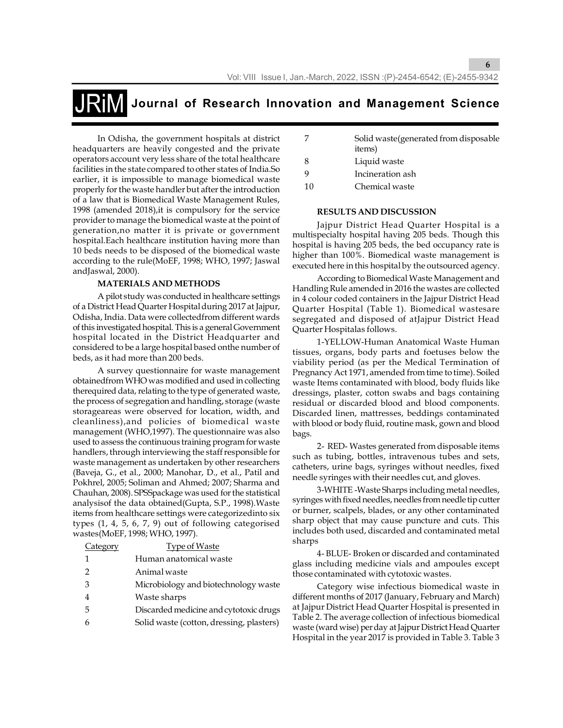In Odisha, the government hospitals at district headquarters are heavily congested and the private operators account very less share of the total healthcare facilities in the state compared to other states of India.So earlier, it is impossible to manage biomedical waste properly for the waste handler but after the introduction of a law that is Biomedical Waste Management Rules, 1998 (amended 2018),it is compulsory for the service provider to manage the biomedical waste at the point of generation,no matter it is private or government hospital.Each healthcare institution having more than 10 beds needs to be disposed of the biomedical waste according to the rule(MoEF, 1998; WHO, 1997; Jaswal andJaswal, 2000).

## MATERIALS AND METHODS

A pilot study was conducted in healthcare settings of a District Head Quarter Hospital during 2017 at Jajpur, Odisha, India. Data were collectedfrom different wards of this investigated hospital. This is a general Government hospital located in the District Headquarter and considered to be a large hospital based onthe number of beds, as it had more than 200 beds.

A survey questionnaire for waste management obtainedfrom WHO was modified and used in collecting therequired data, relating to the type of generated waste, the process of segregation and handling, storage (waste storageareas were observed for location, width, and cleanliness),and policies of biomedical waste management (WHO,1997). The questionnaire was also used to assess the continuous training program for waste handlers, through interviewing the staff responsible for waste management as undertaken by other researchers (Baveja, G., et al., 2000; Manohar, D., et al., Patil and Pokhrel, 2005; Soliman and Ahmed; 2007; Sharma and Chauhan, 2008). SPSSpackage was used for the statistical analysisof the data obtained(Gupta, S.P., 1998).Waste items from healthcare settings were categorizedinto six types (1, 4, 5, 6, 7, 9) out of following categorised wastes(MoEF, 1998; WHO, 1997).

| Category | Type of Waste |
|---|---|
| 1 | Human anatomical waste |
| 2 | Animal waste |
| 3 | Microbiology and biotechnology waste |
| 4 | Waste sharps |
| 5 | Discarded medicine and cytotoxic drugs |
| 6 | Solid waste (cotton, dressing, plasters) |
| 7 | Solid waste(generated from disposable items) |
| 8 | Liquid waste |
| 9 | Incineration ash |
| 10 | Chemical waste |

## RESULTS AND DISCUSSION

Jajpur District Head Quarter Hospital is a multispecialty hospital having 205 beds. Though this hospital is having 205 beds, the bed occupancy rate is higher than 100%. Biomedical waste management is executed here in this hospital by the outsourced agency.

According to Biomedical Waste Management and Handling Rule amended in 2016 the wastes are collected in 4 colour coded containers in the Jajpur District Head Quarter Hospital (Table 1). Biomedical wastesare segregated and disposed of atJajpur District Head Quarter Hospitalas follows.

1-YELLOW-Human Anatomical Waste Human tissues, organs, body parts and foetuses below the viability period (as per the Medical Termination of Pregnancy Act 1971, amended from time to time). Soiled waste Items contaminated with blood, body fluids like dressings, plaster, cotton swabs and bags containing residual or discarded blood and blood components. Discarded linen, mattresses, beddings contaminated with blood or body fluid, routine mask, gown and blood bags.

2- RED- Wastes generated from disposable items such as tubing, bottles, intravenous tubes and sets, catheters, urine bags, syringes without needles, fixed needle syringes with their needles cut, and gloves.

3-WHITE -Waste Sharps including metal needles, syringes with fixed needles, needles from needle tip cutter or burner, scalpels, blades, or any other contaminated sharp object that may cause puncture and cuts. This includes both used, discarded and contaminated metal sharps

4- BLUE- Broken or discarded and contaminated glass including medicine vials and ampoules except those contaminated with cytotoxic wastes.

Category wise infectious biomedical waste in different months of 2017 (January, February and March) at Jajpur District Head Quarter Hospital is presented in Table 2. The average collection of infectious biomedical waste (ward wise) per day at Jajpur District Head Quarter Hospital in the year 2017 is provided in Table 3. Table 3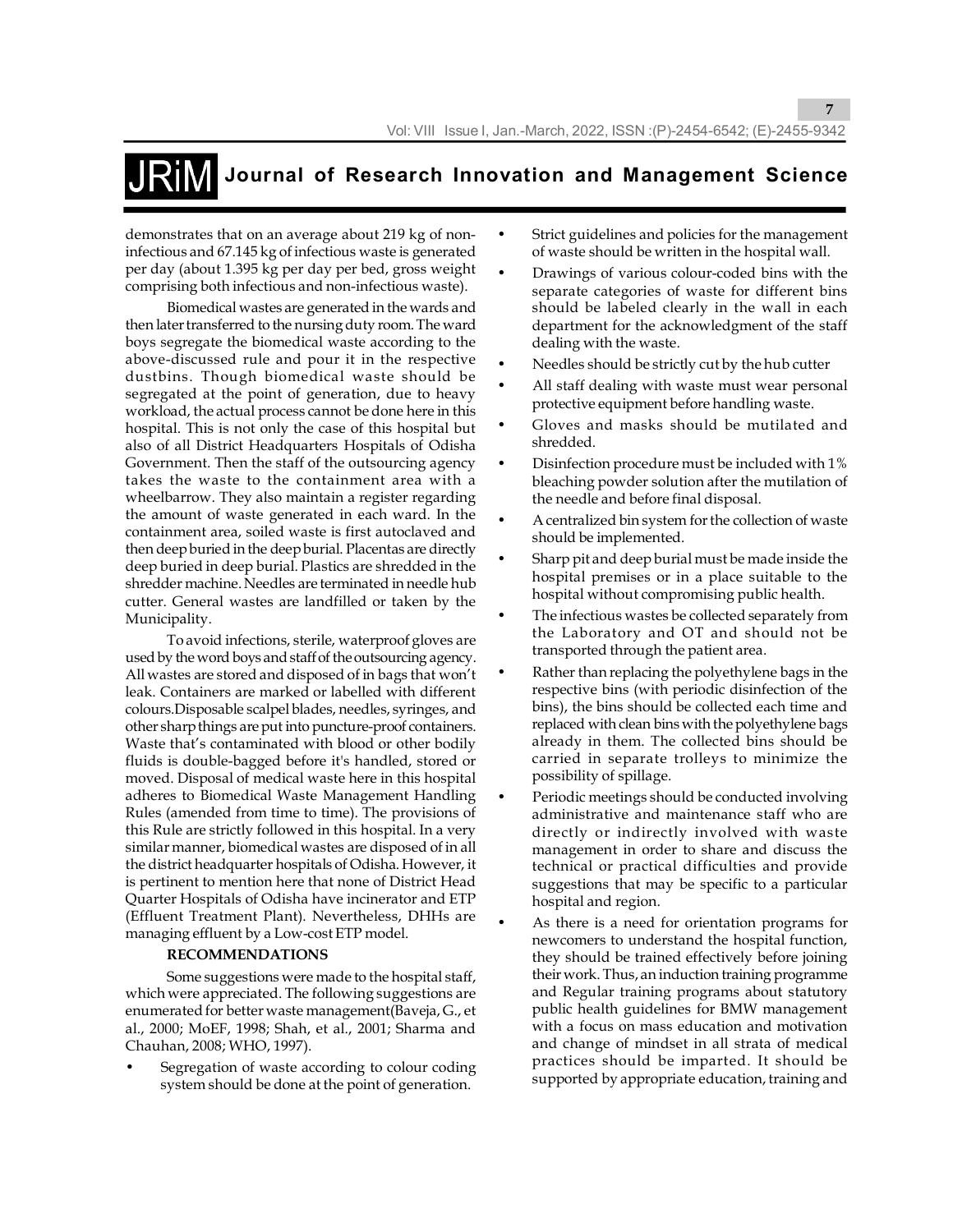demonstrates that on an average about 219 kg of non-infectious and 67.145 kg of infectious waste is generated per day (about 1.395 kg per day per bed, gross weight comprising both infectious and non-infectious waste).

Biomedical wastes are generated in the wards and then later transferred to the nursing duty room. The ward boys segregate the biomedical waste according to the above-discussed rule and pour it in the respective dustbins. Though biomedical waste should be segregated at the point of generation, due to heavy workload, the actual process cannot be done here in this hospital. This is not only the case of this hospital but also of all District Headquarters Hospitals of Odisha Government. Then the staff of the outsourcing agency takes the waste to the containment area with a wheelbarrow. They also maintain a register regarding the amount of waste generated in each ward. In the containment area, soiled waste is first autoclaved and then deep buried in the deep burial. Placentas are directly deep buried in deep burial. Plastics are shredded in the shredder machine. Needles are terminated in needle hub cutter. General wastes are landfilled or taken by the Municipality.

To avoid infections, sterile, waterproof gloves are used by the word boys and staff of the outsourcing agency. All wastes are stored and disposed of in bags that won't leak. Containers are marked or labelled with different colours.Disposable scalpel blades, needles, syringes, and other sharp things are put into puncture-proof containers. Waste that's contaminated with blood or other bodily fluids is double-bagged before it's handled, stored or moved. Disposal of medical waste here in this hospital adheres to Biomedical Waste Management Handling Rules (amended from time to time). The provisions of this Rule are strictly followed in this hospital. In a very similar manner, biomedical wastes are disposed of in all the district headquarter hospitals of Odisha. However, it is pertinent to mention here that none of District Head Quarter Hospitals of Odisha have incinerator and ETP (Effluent Treatment Plant). Nevertheless, DHHs are managing effluent by a Low-cost ETP model.

## RECOMMENDATIONS

Some suggestions were made to the hospital staff, which were appreciated. The following suggestions are enumerated for better waste management(Baveja, G., et al., 2000; MoEF, 1998; Shah, et al., 2001; Sharma and Chauhan, 2008; WHO, 1997).

- Segregation of waste according to colour coding system should be done at the point of generation.
- Strict guidelines and policies for the management of waste should be written in the hospital wall.
- Drawings of various colour-coded bins with the separate categories of waste for different bins should be labeled clearly in the wall in each department for the acknowledgment of the staff dealing with the waste.
- Needles should be strictly cut by the hub cutter
- All staff dealing with waste must wear personal protective equipment before handling waste.
- Gloves and masks should be mutilated and shredded.
- Disinfection procedure must be included with 1% bleaching powder solution after the mutilation of the needle and before final disposal.
- A centralized bin system for the collection of waste should be implemented.
- Sharp pit and deep burial must be made inside the hospital premises or in a place suitable to the hospital without compromising public health.
- The infectious wastes be collected separately from the Laboratory and OT and should not be transported through the patient area.
- Rather than replacing the polyethylene bags in the respective bins (with periodic disinfection of the bins), the bins should be collected each time and replaced with clean bins with the polyethylene bags already in them. The collected bins should be carried in separate trolleys to minimize the possibility of spillage.
- Periodic meetings should be conducted involving administrative and maintenance staff who are directly or indirectly involved with waste management in order to share and discuss the technical or practical difficulties and provide suggestions that may be specific to a particular hospital and region.
- As there is a need for orientation programs for newcomers to understand the hospital function, they should be trained effectively before joining their work. Thus, an induction training programme and Regular training programs about statutory public health guidelines for BMW management with a focus on mass education and motivation and change of mindset in all strata of medical practices should be imparted. It should be supported by appropriate education, training and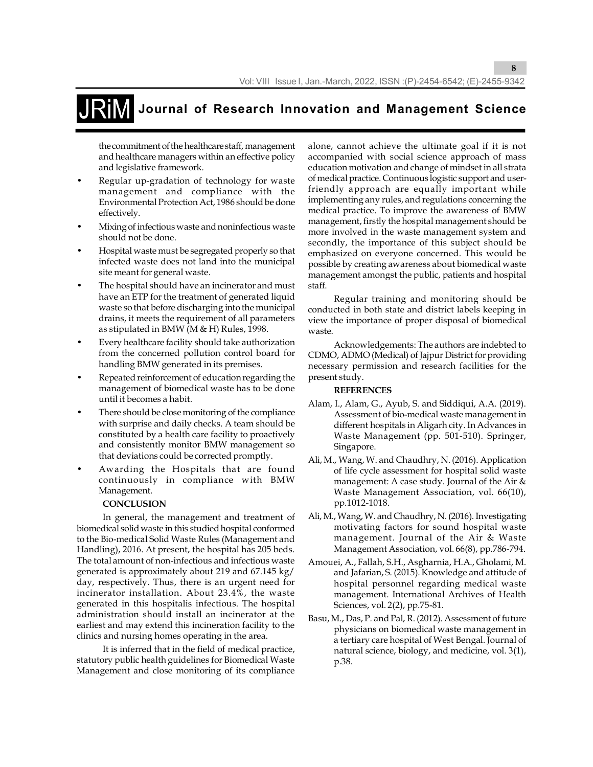the commitment of the healthcare staff, management and healthcare managers within an effective policy and legislative framework.

- Regular up-gradation of technology for waste management and compliance with the Environmental Protection Act, 1986 should be done effectively.
- Mixing of infectious waste and noninfectious waste should not be done.
- Hospital waste must be segregated properly so that infected waste does not land into the municipal site meant for general waste.
- The hospital should have an incinerator and must have an ETP for the treatment of generated liquid waste so that before discharging into the municipal drains, it meets the requirement of all parameters as stipulated in BMW (M & H) Rules, 1998.
- Every healthcare facility should take authorization from the concerned pollution control board for handling BMW generated in its premises.
- Repeated reinforcement of education regarding the management of biomedical waste has to be done until it becomes a habit.
- There should be close monitoring of the compliance with surprise and daily checks. A team should be constituted by a health care facility to proactively and consistently monitor BMW management so that deviations could be corrected promptly.
- Awarding the Hospitals that are found continuously in compliance with BMW Management.

## CONCLUSION

In general, the management and treatment of biomedical solid waste in this studied hospital conformed to the Bio-medical Solid Waste Rules (Management and Handling), 2016. At present, the hospital has 205 beds. The total amount of non-infectious and infectious waste generated is approximately about 219 and 67.145 kg/ day, respectively. Thus, there is an urgent need for incinerator installation. About 23.4%, the waste generated in this hospitalis infectious. The hospital administration should install an incinerator at the earliest and may extend this incineration facility to the clinics and nursing homes operating in the area.

It is inferred that in the field of medical practice, statutory public health guidelines for Biomedical Waste Management and close monitoring of its compliance alone, cannot achieve the ultimate goal if it is not accompanied with social science approach of mass education motivation and change of mindset in all strata of medical practice. Continuous logistic support and user-friendly approach are equally important while implementing any rules, and regulations concerning the medical practice. To improve the awareness of BMW management, firstly the hospital management should be more involved in the waste management system and secondly, the importance of this subject should be emphasized on everyone concerned. This would be possible by creating awareness about biomedical waste management amongst the public, patients and hospital staff.

Regular training and monitoring should be conducted in both state and district labels keeping in view the importance of proper disposal of biomedical waste.

Acknowledgements: The authors are indebted to CDMO, ADMO (Medical) of Jajpur District for providing necessary permission and research facilities for the present study.

## REFERENCES

Alam, I., Alam, G., Ayub, S. and Siddiqui, A.A. (2019). Assessment of bio-medical waste management in different hospitals in Aligarh city. In Advances in Waste Management (pp. 501-510). Springer, Singapore.

Ali, M., Wang, W. and Chaudhry, N. (2016). Application of life cycle assessment for hospital solid waste management: A case study. Journal of the Air & Waste Management Association, vol. 66(10), pp.1012-1018.

Ali, M., Wang, W. and Chaudhry, N. (2016). Investigating motivating factors for sound hospital waste management. Journal of the Air & Waste Management Association, vol. 66(8), pp.786-794.

Amouei, A., Fallah, S.H., Asgharnia, H.A., Gholami, M. and Jafarian, S. (2015). Knowledge and attitude of hospital personnel regarding medical waste management. International Archives of Health Sciences, vol. 2(2), pp.75-81.

Basu, M., Das, P. and Pal, R. (2012). Assessment of future physicians on biomedical waste management in a tertiary care hospital of West Bengal. Journal of natural science, biology, and medicine, vol. 3(1), p.38.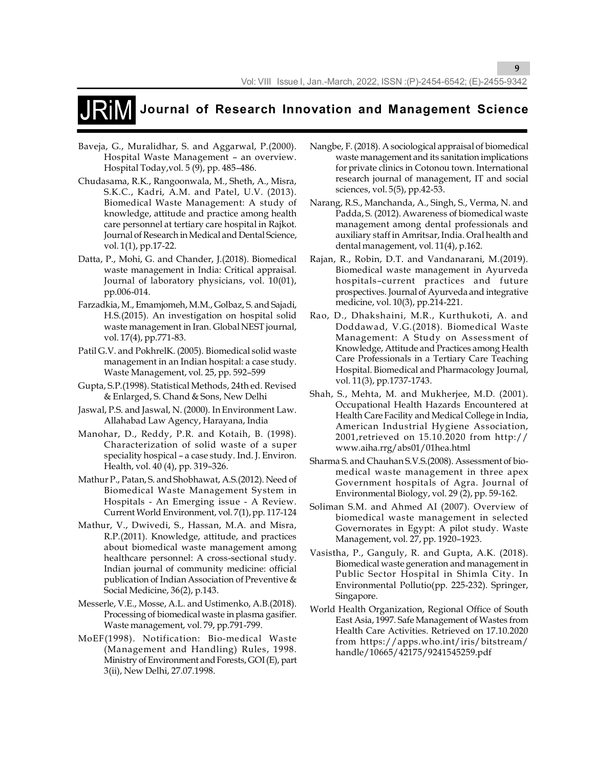Baveja, G., Muralidhar, S. and Aggarwal, P.(2000). Hospital Waste Management – an overview. Hospital Today,vol. 5 (9), pp. 485–486.

Chudasama, R.K., Rangoonwala, M., Sheth, A., Misra, S.K.C., Kadri, A.M. and Patel, U.V. (2013). Biomedical Waste Management: A study of knowledge, attitude and practice among health care personnel at tertiary care hospital in Rajkot. Journal of Research in Medical and Dental Science, vol. 1(1), pp.17-22.

Datta, P., Mohi, G. and Chander, J.(2018). Biomedical waste management in India: Critical appraisal. Journal of laboratory physicians, vol. 10(01), pp.006-014.

Farzadkia, M., Emamjomeh, M.M., Golbaz, S. and Sajadi, H.S.(2015). An investigation on hospital solid waste management in Iran. Global NEST journal, vol. 17(4), pp.771-83.

Patil G.V. and PokhrelK. (2005). Biomedical solid waste management in an Indian hospital: a case study. Waste Management, vol. 25, pp. 592–599

Gupta, S.P.(1998). Statistical Methods, 24th ed. Revised & Enlarged, S. Chand & Sons, New Delhi

Jaswal, P.S. and Jaswal, N. (2000). In Environment Law. Allahabad Law Agency, Harayana, India

Manohar, D., Reddy, P.R. and Kotaih, B. (1998). Characterization of solid waste of a super speciality hospical – a case study. Ind. J. Environ. Health, vol. 40 (4), pp. 319–326.

Mathur P., Patan, S. and Shobhawat, A.S.(2012). Need of Biomedical Waste Management System in Hospitals - An Emerging issue - A Review. Current World Environment, vol. 7(1), pp. 117-124

Mathur, V., Dwivedi, S., Hassan, M.A. and Misra, R.P.(2011). Knowledge, attitude, and practices about biomedical waste management among healthcare personnel: A cross-sectional study. Indian journal of community medicine: official publication of Indian Association of Preventive & Social Medicine, 36(2), p.143.

Messerle, V.E., Mosse, A.L. and Ustimenko, A.B.(2018). Processing of biomedical waste in plasma gasifier. Waste management, vol. 79, pp.791-799.

MoEF(1998). Notification: Bio-medical Waste (Management and Handling) Rules, 1998. Ministry of Environment and Forests, GOI (E), part 3(ii), New Delhi, 27.07.1998.

Nangbe, F. (2018). A sociological appraisal of biomedical waste management and its sanitation implications for private clinics in Cotonou town. International research journal of management, IT and social sciences, vol. 5(5), pp.42-53.

Narang, R.S., Manchanda, A., Singh, S., Verma, N. and Padda, S. (2012). Awareness of biomedical waste management among dental professionals and auxiliary staff in Amritsar, India. Oral health and dental management, vol. 11(4), p.162.

Rajan, R., Robin, D.T. and Vandanarani, M.(2019). Biomedical waste management in Ayurveda hospitals–current practices and future prospectives. Journal of Ayurveda and integrative medicine, vol. 10(3), pp.214-221.

Rao, D., Dhakshaini, M.R., Kurthukoti, A. and Doddawad, V.G.(2018). Biomedical Waste Management: A Study on Assessment of Knowledge, Attitude and Practices among Health Care Professionals in a Tertiary Care Teaching Hospital. Biomedical and Pharmacology Journal, vol. 11(3), pp.1737-1743.

Shah, S., Mehta, M. and Mukherjee, M.D. (2001). Occupational Health Hazards Encountered at Health Care Facility and Medical College in India, American Industrial Hygiene Association, 2001,retrieved on 15.10.2020 from http://www.aiha.rrg/abs01/01hea.html

Sharma S. and Chauhan S.V.S.(2008). Assessment of bio-medical waste management in three apex Government hospitals of Agra. Journal of Environmental Biology, vol. 29 (2), pp. 59-162.

Soliman S.M. and Ahmed AI (2007). Overview of biomedical waste management in selected Governorates in Egypt: A pilot study. Waste Management, vol. 27, pp. 1920–1923.

Vasistha, P., Ganguly, R. and Gupta, A.K. (2018). Biomedical waste generation and management in Public Sector Hospital in Shimla City. In Environmental Pollutio(pp. 225-232). Springer, Singapore.

World Health Organization, Regional Office of South East Asia, 1997. Safe Management of Wastes from Health Care Activities. Retrieved on 17.10.2020 from https://apps.who.int/iris/bitstream/handle/10665/42175/9241545259.pdf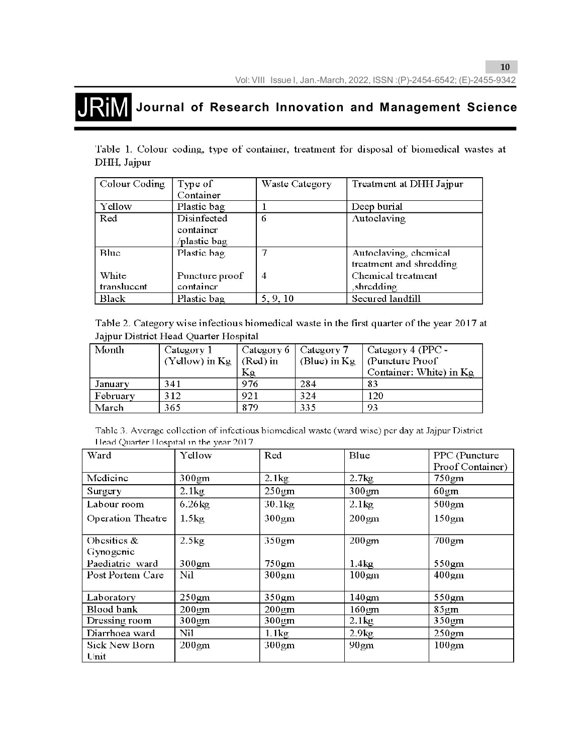Table 1. Colour coding, type of container, treatment for disposal of biomedical wastes at DHH, Jajpur

| Colour Coding | Type of Container | Waste Category | Treatment at DHH Jajpur |
|---|---|---|---|
| Yellow | Plastic bag | 1 | Deep burial |
| Red | Disinfected container /plastic bag | 6 | Autoclaving |
| Blue | Plastic bag | 7 | Autoclaving, chemical treatment and shredding |
| White translucent | Puncture proof container | 4 | Chemical treatment ,shredding |
| Black | Plastic bag | 5, 9, 10 | Secured landfill |

Table 2. Category wise infectious biomedical waste in the first quarter of the year 2017 at Jajpur District Head Quarter Hospital

| Month | Category 1 (Yellow) in Kg | Category 6 (Red) in Kg | Category 7 (Blue) in Kg | Category 4 (PPC - (Puncture Proof Container: White) in Kg |
|---|---|---|---|---|
| January | 341 | 976 | 284 | 83 |
| February | 312 | 921 | 324 | 120 |
| March | 365 | 879 | 335 | 93 |

Table 3. Average collection of infectious biomedical waste (ward wise) per day at Jajpur District Head Quarter Hospital in the year 2017

| Ward | Yellow | Red | Blue | PPC (Puncture Proof Container) |
|---|---|---|---|---|
| Medicine | 300gm | 2.1kg | 2.7kg | 750gm |
| Surgery | 2.1kg | 250gm | 300gm | 60gm |
| Labour room | 6.26kg | 30.1kg | 2.1kg | 500gm |
| Operation Theatre | 1.5kg | 300gm | 200gm | 150gm |
| Obesitics & Gynogenic | 2.5kg | 350gm | 200gm | 700gm |
| Paediatric ward | 300gm | 750gm | 1.4kg | 550gm |
| Post Portem Care | Nil | 300gm | 100gm | 400gm |
| Laboratory | 250gm | 350gm | 140gm | 550gm |
| Blood bank | 200gm | 200gm | 160gm | 85gm |
| Dressing room | 300gm | 300gm | 2.1kg | 350gm |
| Diarrhoea ward | Nil | 1.1kg | 2.9kg | 250gm |
| Sick New Born Unit | 200gm | 300gm | 90gm | 100gm |